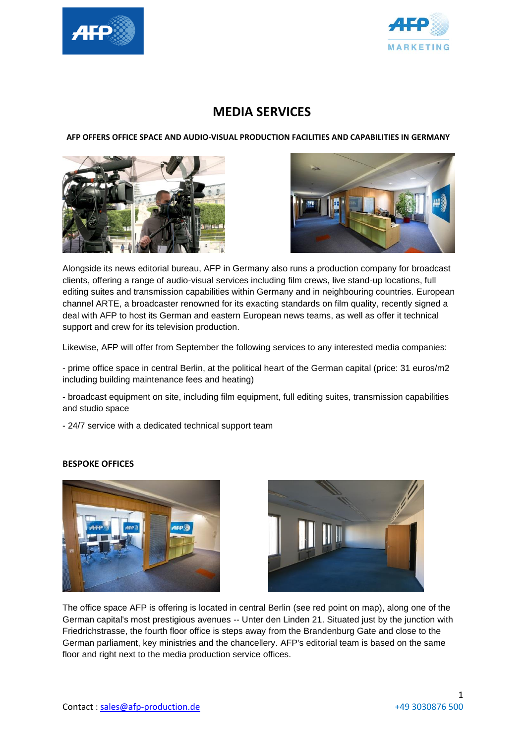# MEDIA SERVICES

**AFP OFFERS OFFICE SPACE AND AUDIO-VISUAL PRODUCTION FACILITIES AND CAPABILITIES IN GERMANY**

Alongside its news editorial bureau, AFP in Germany also runs a production company for broadcast clients, offering a range of audio-visual services including film crews, live stand-up locations, full editing suites and transmission capabilities within Germany and in neighbouring countries. European channel ARTE, a broadcaster renowned for its exacting standards on film quality, recently signed a deal with AFP to host its German and eastern European news teams, as well as offer it technical support and crew for its television production.

Likewise, AFP will offer from September the following services to any interested media companies:

- prime office space in central Berlin, at the political heart of the German capital (price: 31 euros/m2 including building maintenance fees and heating)

- broadcast equipment on site, including film equipment, full editing suites, transmission capabilities and studio space

- 24/7 service with a dedicated technical support team

**BESPOKE OFFICES**

The office space AFP is offering is located in central Berlin (see red point on map), along one of the German capital's most prestigious avenues -- Unter den Linden 21. Situated just by the junction with Friedrichstrasse, the fourth floor office is steps away from the Brandenburg Gate and close to the German parliament, key ministries and the chancellery. AFP's editorial team is based on the same floor and right next to the media production service offices.

Contact : sales@afp-production.de +49 3030876 500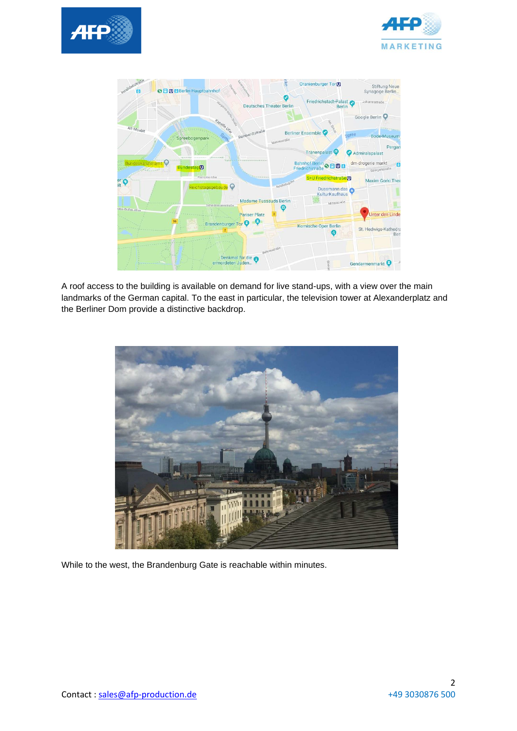A roof access to the building is available on demand for live stand-ups, with a view over the main landmarks of the German capital. To the east in particular, the television tower at Alexanderplatz and the Berliner Dom provide a distinctive backdrop.

While to the west, the Brandenburg Gate is reachable within minutes.

Contact : sales@afp-production.de

+49 3030876 500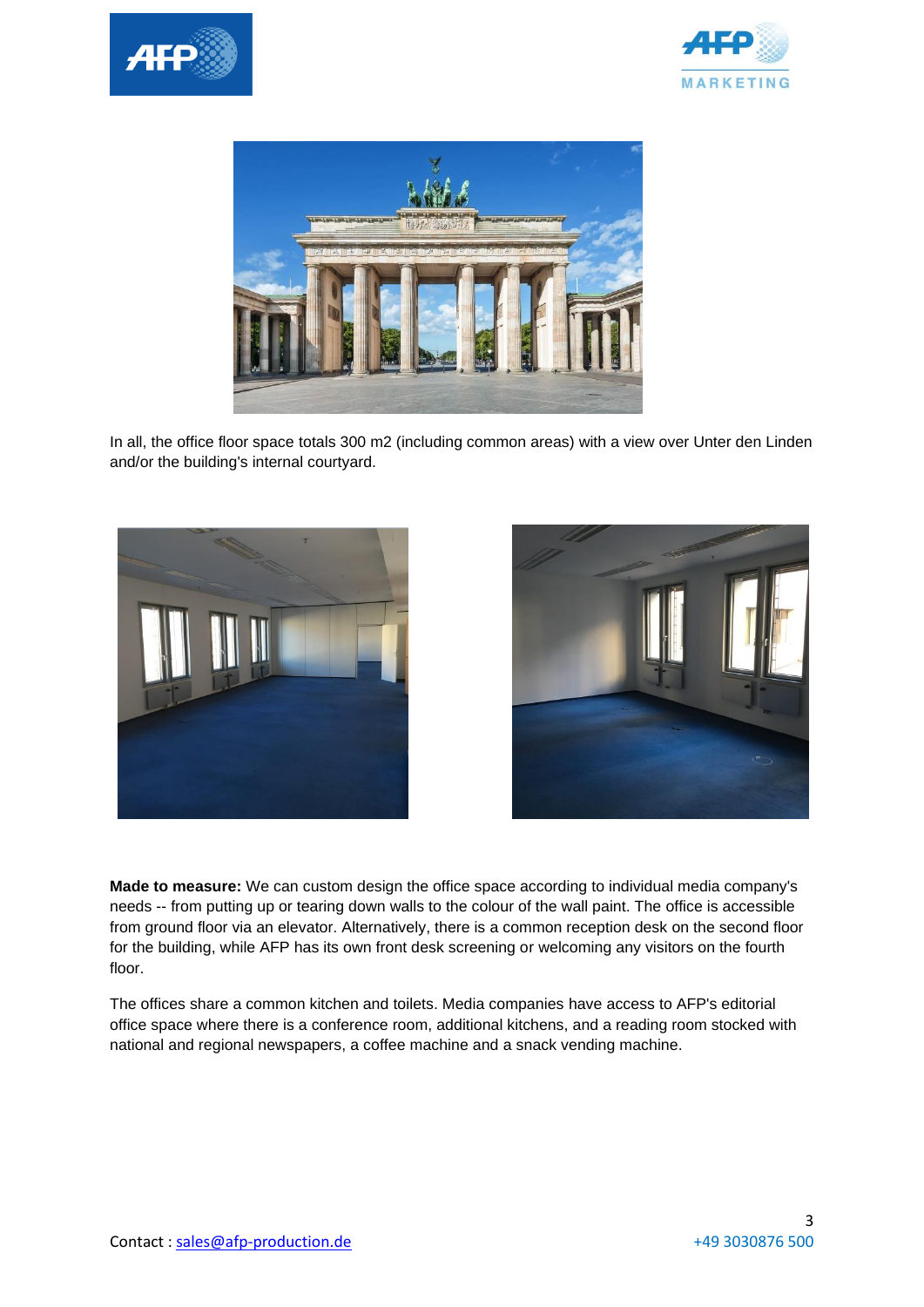In all, the office floor space totals 300 m2 (including common areas) with a view over Unter den Linden and/or the building's internal courtyard.

**Made to measure:** We can custom design the office space according to individual media company's needs -- from putting up or tearing down walls to the colour of the wall paint. The office is accessible from ground floor via an elevator. Alternatively, there is a common reception desk on the second floor for the building, while AFP has its own front desk screening or welcoming any visitors on the fourth floor.

The offices share a common kitchen and toilets. Media companies have access to AFP's editorial office space where there is a conference room, additional kitchens, and a reading room stocked with national and regional newspapers, a coffee machine and a snack vending machine.

Contact : sales@afp-production.de +49 3030876 500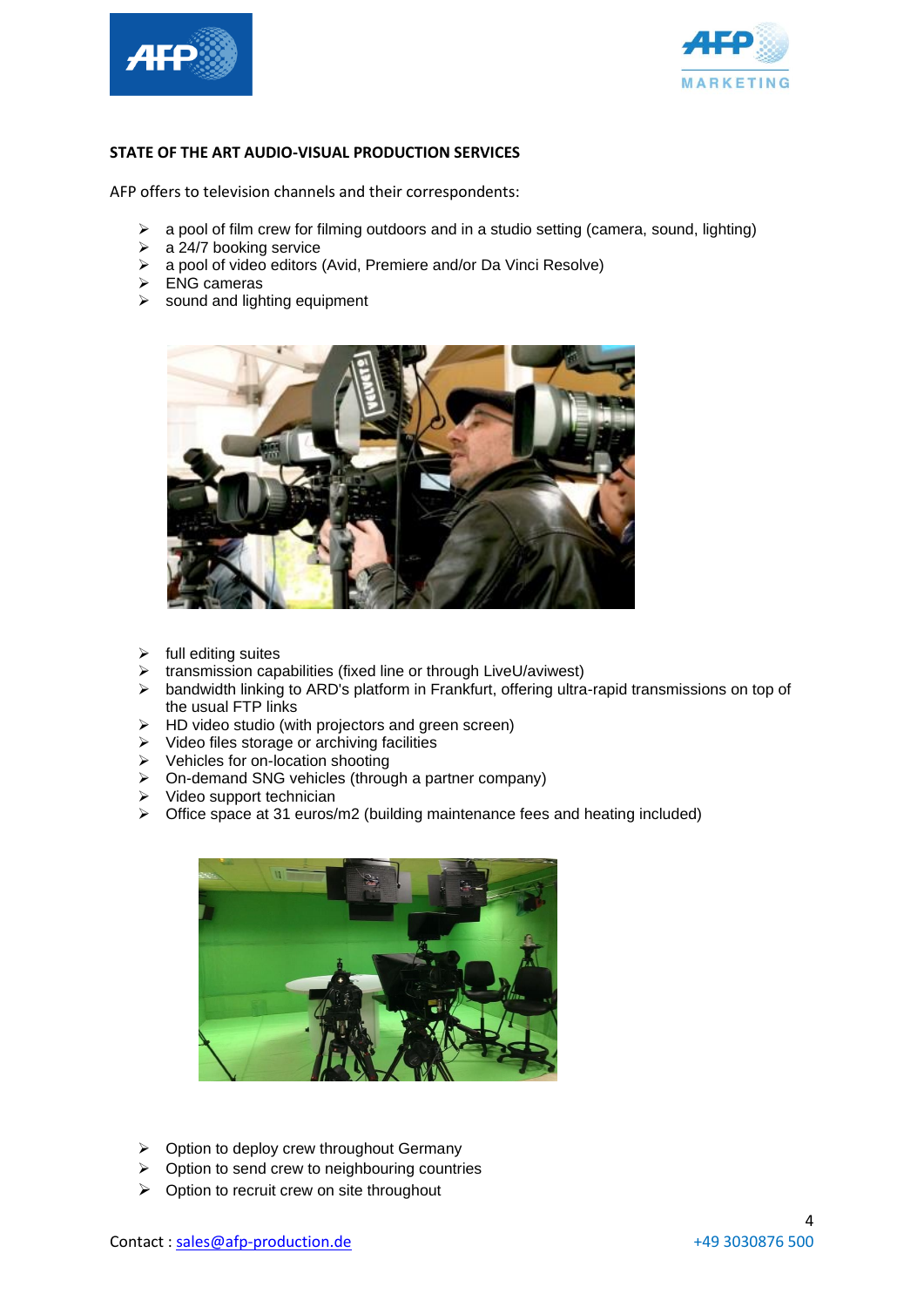**STATE OF THE ART AUDIO-VISUAL PRODUCTION SERVICES**

AFP offers to television channels and their correspondents:

- a pool of film crew for filming outdoors and in a studio setting (camera, sound, lighting)
- a 24/7 booking service
- a pool of video editors (Avid, Premiere and/or Da Vinci Resolve)
- ENG cameras
- sound and lighting equipment

- full editing suites
- transmission capabilities (fixed line or through LiveU/aviwest)
- bandwidth linking to ARD's platform in Frankfurt, offering ultra-rapid transmissions on top of the usual FTP links
- HD video studio (with projectors and green screen)
- Video files storage or archiving facilities
- Vehicles for on-location shooting
- On-demand SNG vehicles (through a partner company)
- Video support technician
- Office space at 31 euros/m2 (building maintenance fees and heating included)

- Option to deploy crew throughout Germany
- Option to send crew to neighbouring countries
- Option to recruit crew on site throughout

Contact : sales@afp-production.de +49 3030876 500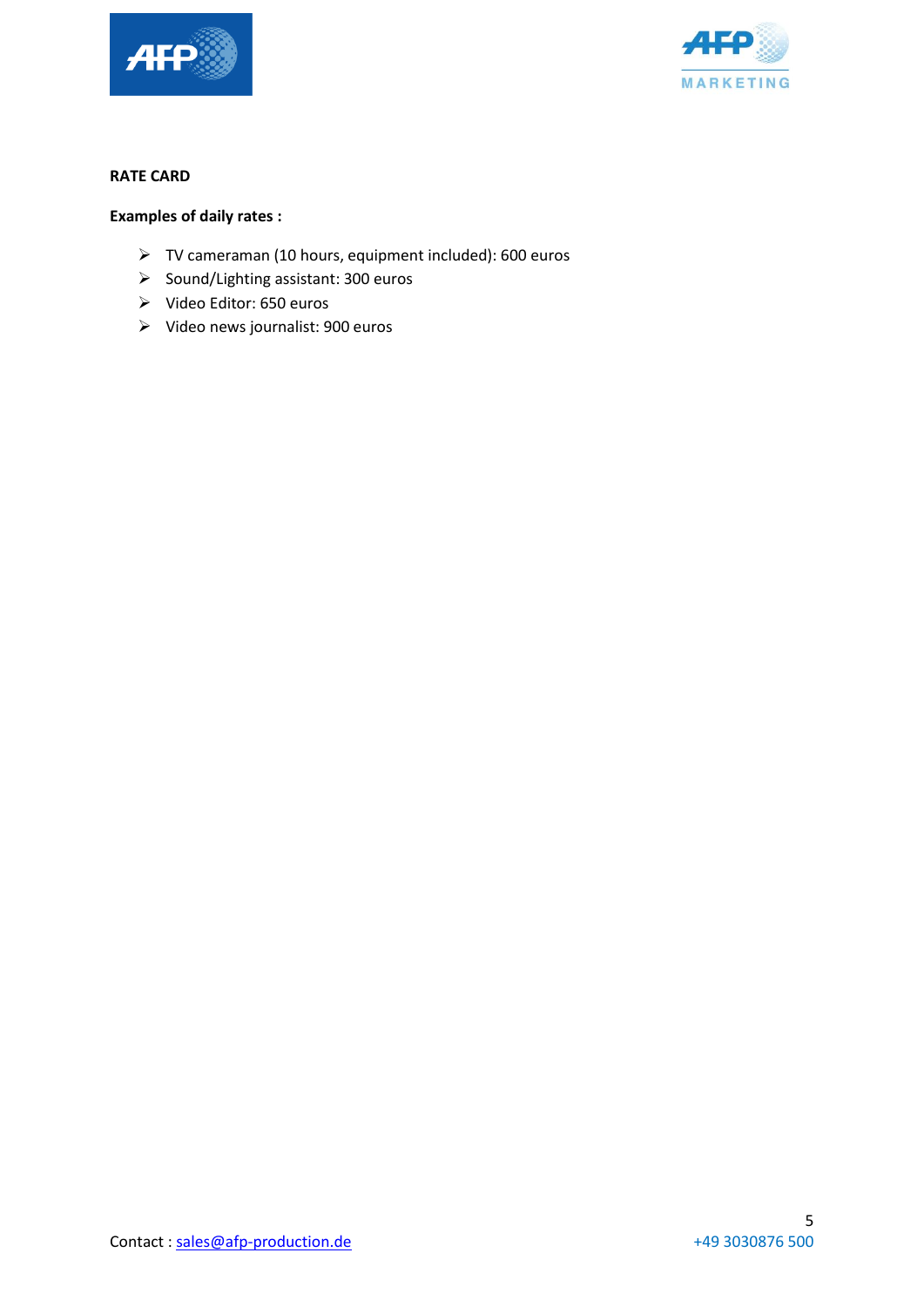**RATE CARD**

**Examples of daily rates :**

- TV cameraman (10 hours, equipment included): 600 euros
- Sound/Lighting assistant: 300 euros
- Video Editor: 650 euros
- Video news journalist: 900 euros

Contact : sales@afp-production.de

+49 3030876 500